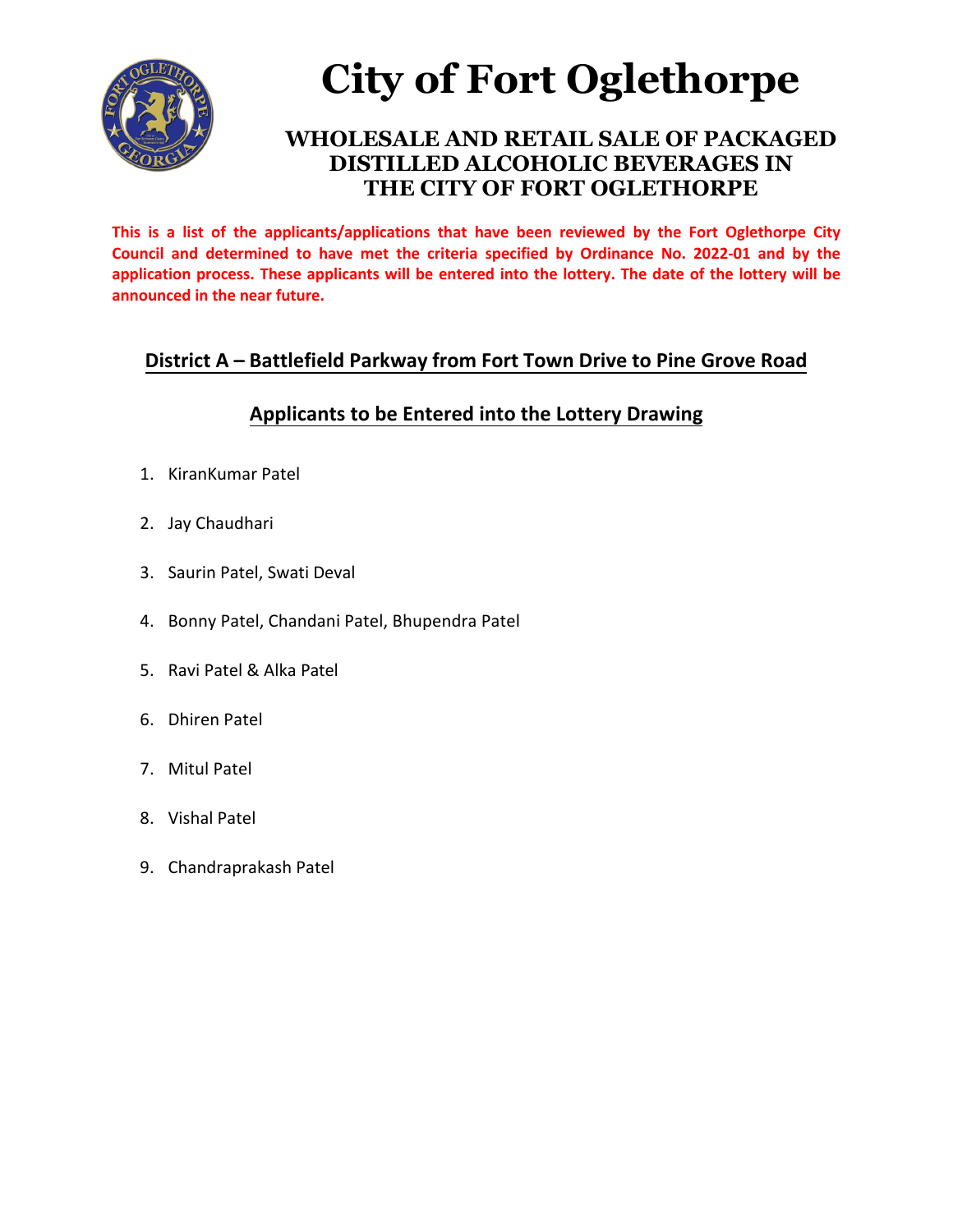# City of Fort Oglethorpe

## WHOLESALE AND RETAIL SALE OF PACKAGED DISTILLED ALCOHOLIC BEVERAGES IN THE CITY OF FORT OGLETHORPE

**This is a list of the applicants/applications that have been reviewed by the Fort Oglethorpe City Council and determined to have met the criteria specified by Ordinance No. 2022-01 and by the application process. These applicants will be entered into the lottery. The date of the lottery will be announced in the near future.**

### District A – Battlefield Parkway from Fort Town Drive to Pine Grove Road

### Applicants to be Entered into the Lottery Drawing

1. KiranKumar Patel
2. Jay Chaudhari
3. Saurin Patel, Swati Deval
4. Bonny Patel, Chandani Patel, Bhupendra Patel
5. Ravi Patel & Alka Patel
6. Dhiren Patel
7. Mitul Patel
8. Vishal Patel
9. Chandraprakash Patel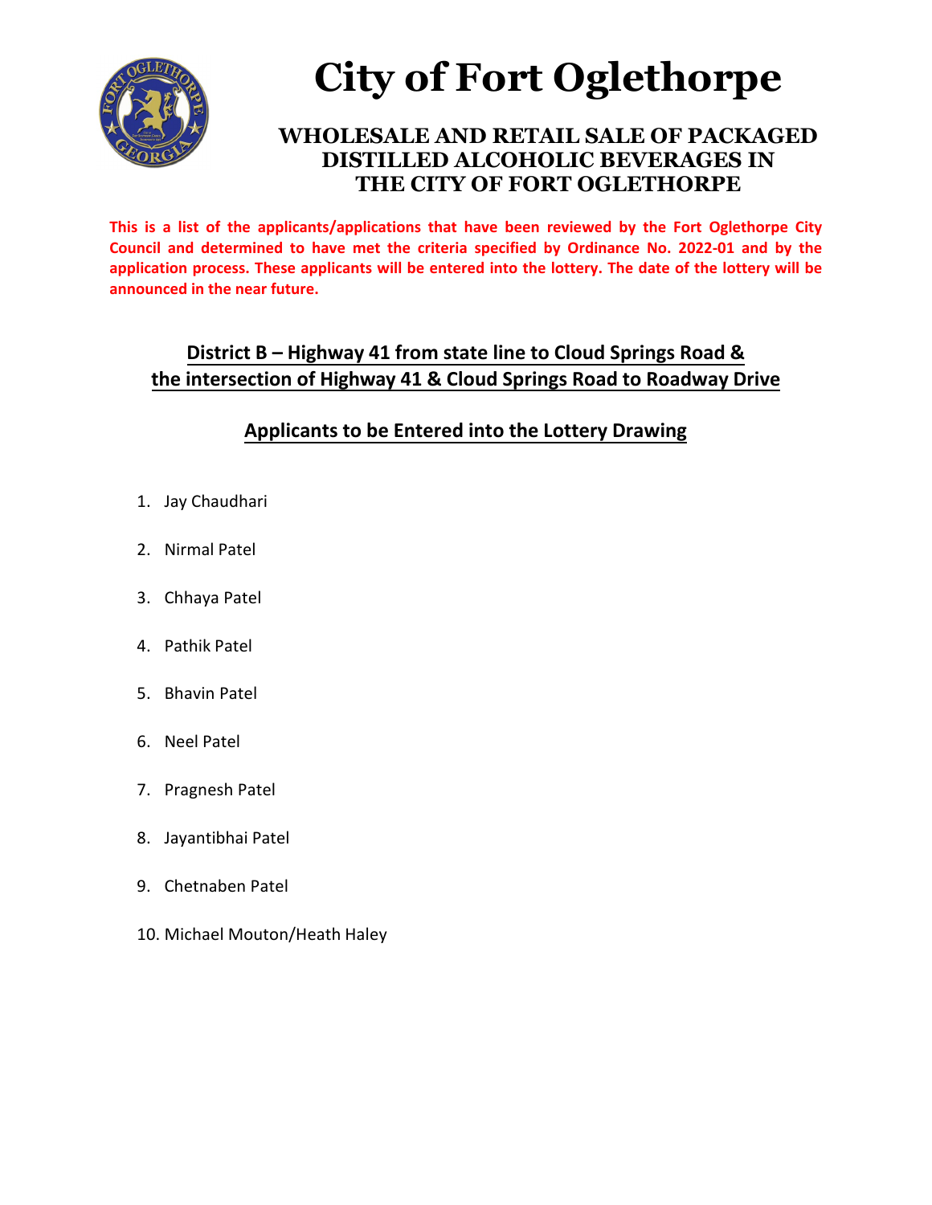# City of Fort Oglethorpe

## WHOLESALE AND RETAIL SALE OF PACKAGED DISTILLED ALCOHOLIC BEVERAGES IN THE CITY OF FORT OGLETHORPE

**This is a list of the applicants/applications that have been reviewed by the Fort Oglethorpe City Council and determined to have met the criteria specified by Ordinance No. 2022-01 and by the application process. These applicants will be entered into the lottery. The date of the lottery will be announced in the near future.**

### District B – Highway 41 from state line to Cloud Springs Road & the intersection of Highway 41 & Cloud Springs Road to Roadway Drive

### Applicants to be Entered into the Lottery Drawing

1. Jay Chaudhari
2. Nirmal Patel
3. Chhaya Patel
4. Pathik Patel
5. Bhavin Patel
6. Neel Patel
7. Pragnesh Patel
8. Jayantibhai Patel
9. Chetnaben Patel
10. Michael Mouton/Heath Haley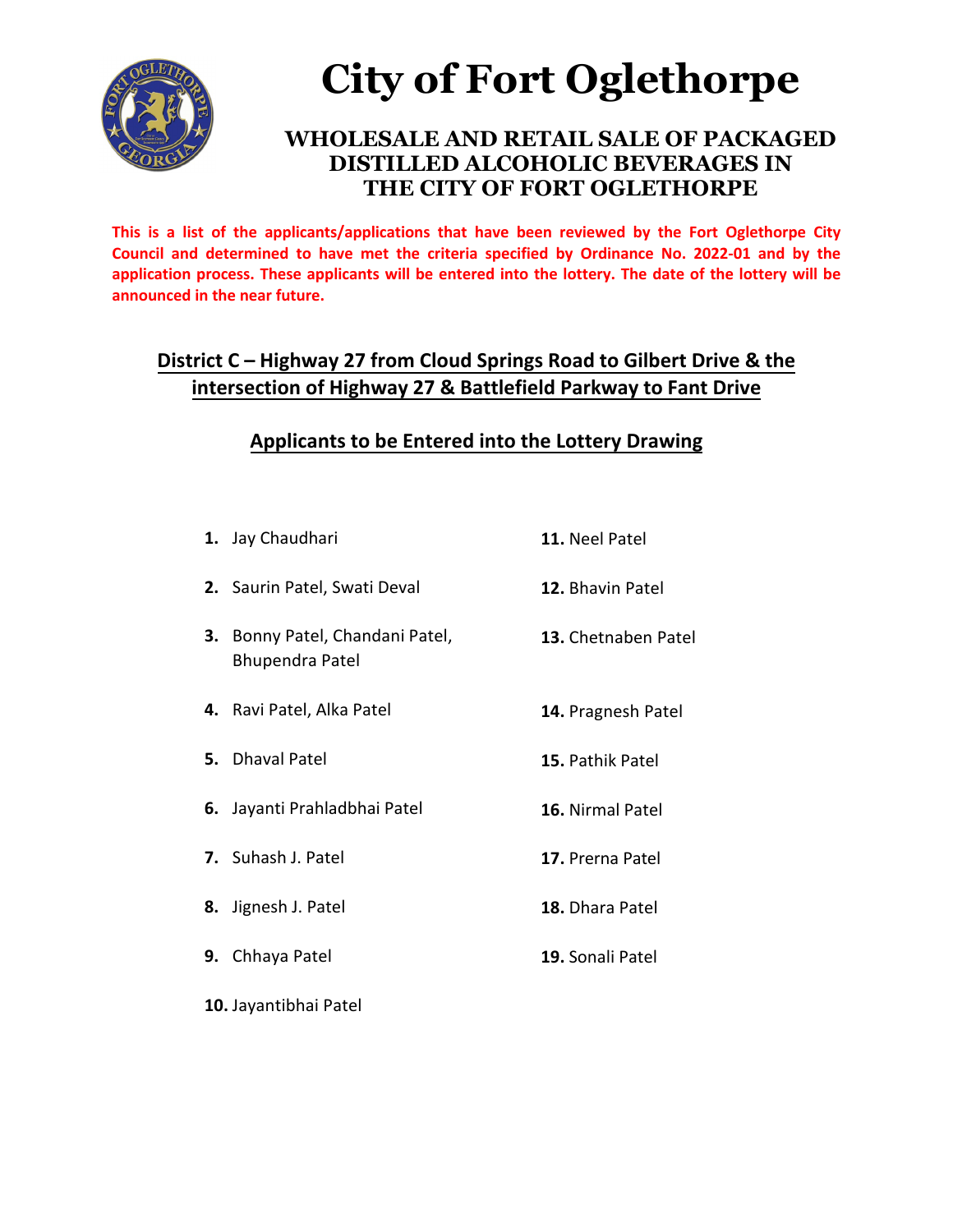# City of Fort Oglethorpe

## WHOLESALE AND RETAIL SALE OF PACKAGED DISTILLED ALCOHOLIC BEVERAGES IN THE CITY OF FORT OGLETHORPE

**This is a list of the applicants/applications that have been reviewed by the Fort Oglethorpe City Council and determined to have met the criteria specified by Ordinance No. 2022-01 and by the application process. These applicants will be entered into the lottery. The date of the lottery will be announced in the near future.**

## District C – Highway 27 from Cloud Springs Road to Gilbert Drive & the intersection of Highway 27 & Battlefield Parkway to Fant Drive

### Applicants to be Entered into the Lottery Drawing

1. Jay Chaudhari
2. Saurin Patel, Swati Deval
3. Bonny Patel, Chandani Patel, Bhupendra Patel
4. Ravi Patel, Alka Patel
5. Dhaval Patel
6. Jayanti Prahladbhai Patel
7. Suhash J. Patel
8. Jignesh J. Patel
9. Chhaya Patel
10. Jayantibhai Patel
11. Neel Patel
12. Bhavin Patel
13. Chetnaben Patel
14. Pragnesh Patel
15. Pathik Patel
16. Nirmal Patel
17. Prerna Patel
18. Dhara Patel
19. Sonali Patel